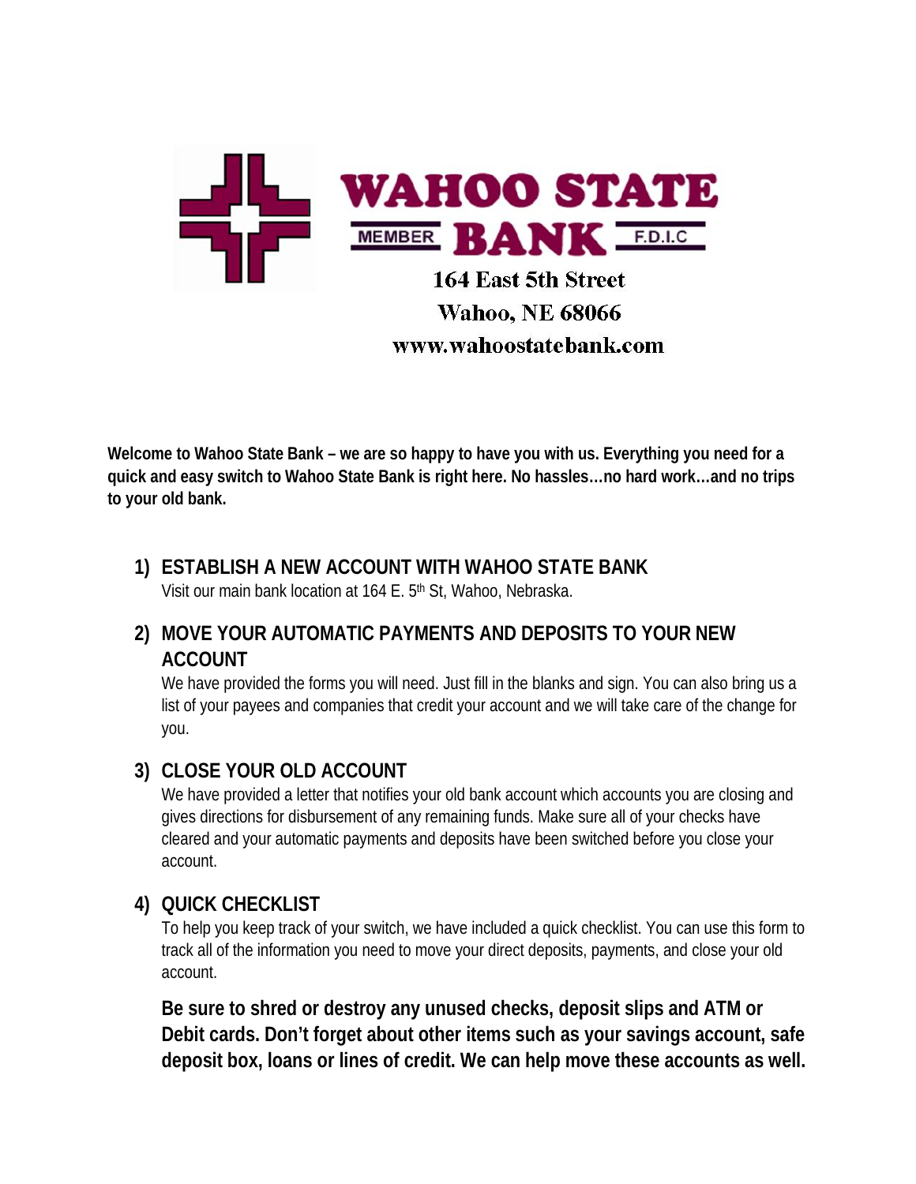# WAHOO STATE BANK

MEMBER F.D.I.C

164 East 5th Street

Wahoo, NE 68066

www.wahoostatebank.com

**Welcome to Wahoo State Bank – we are so happy to have you with us. Everything you need for a quick and easy switch to Wahoo State Bank is right here. No hassles…no hard work…and no trips to your old bank.**

## 1) ESTABLISH A NEW ACCOUNT WITH WAHOO STATE BANK

Visit our main bank location at 164 E. 5th St, Wahoo, Nebraska.

## 2) MOVE YOUR AUTOMATIC PAYMENTS AND DEPOSITS TO YOUR NEW ACCOUNT

We have provided the forms you will need. Just fill in the blanks and sign. You can also bring us a list of your payees and companies that credit your account and we will take care of the change for you.

## 3) CLOSE YOUR OLD ACCOUNT

We have provided a letter that notifies your old bank account which accounts you are closing and gives directions for disbursement of any remaining funds. Make sure all of your checks have cleared and your automatic payments and deposits have been switched before you close your account.

## 4) QUICK CHECKLIST

To help you keep track of your switch, we have included a quick checklist. You can use this form to track all of the information you need to move your direct deposits, payments, and close your old account.

**Be sure to shred or destroy any unused checks, deposit slips and ATM or Debit cards. Don't forget about other items such as your savings account, safe deposit box, loans or lines of credit. We can help move these accounts as well.**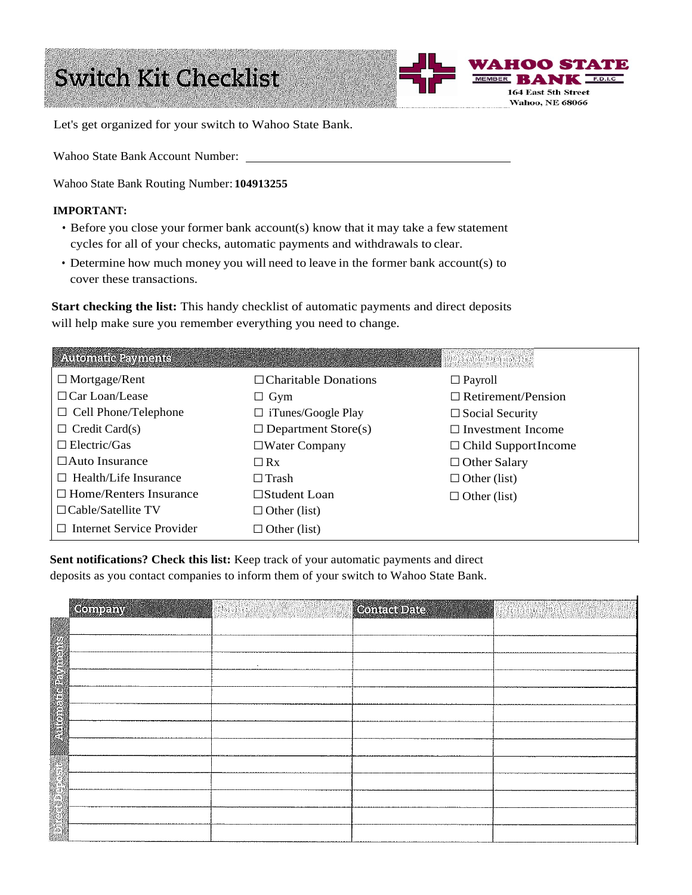# Switch Kit Checklist

**WAHOO STATE BANK**
MEMBER F.D.I.C
164 East 5th Street
Wahoo, NE 68066

Let's get organized for your switch to Wahoo State Bank.

Wahoo State Bank Account Number: ______________________________

Wahoo State Bank Routing Number: **104913255**

**IMPORTANT:**

- Before you close your former bank account(s) know that it may take a few statement cycles for all of your checks, automatic payments and withdrawals to clear.
- Determine how much money you will need to leave in the former bank account(s) to cover these transactions.

**Start checking the list:** This handy checklist of automatic payments and direct deposits will help make sure you remember everything you need to change.

| Automatic Payments | | Direct Deposits |
|---|---|---|
| ☐ Mortgage/Rent | ☐ Charitable Donations | ☐ Payroll |
| ☐ Car Loan/Lease | ☐ Gym | ☐ Retirement/Pension |
| ☐ Cell Phone/Telephone | ☐ iTunes/Google Play | ☐ Social Security |
| ☐ Credit Card(s) | ☐ Department Store(s) | ☐ Investment Income |
| ☐ Electric/Gas | ☐ Water Company | ☐ Child Support Income |
| ☐ Auto Insurance | ☐ Rx | ☐ Other Salary |
| ☐ Health/Life Insurance | ☐ Trash | ☐ Other (list) |
| ☐ Home/Renters Insurance | ☐ Student Loan | ☐ Other (list) |
| ☐ Cable/Satellite TV | ☐ Other (list) | |
| ☐ Internet Service Provider | ☐ Other (list) | |

**Sent notifications? Check this list:** Keep track of your automatic payments and direct deposits as you contact companies to inform them of your switch to Wahoo State Bank.

| | Company | Phone | Contact Date | Effective Date |
|---|---|---|---|---|
| Automatic Payments | | | | |
| | | | | |
| | | | | |
| | | | | |
| | | | | |
| | | | | |
| | | | | |
| | | | | |
| Direct Deposits | | | | |
| | | | | |
| | | | | |
| | | | | |
| | | | | |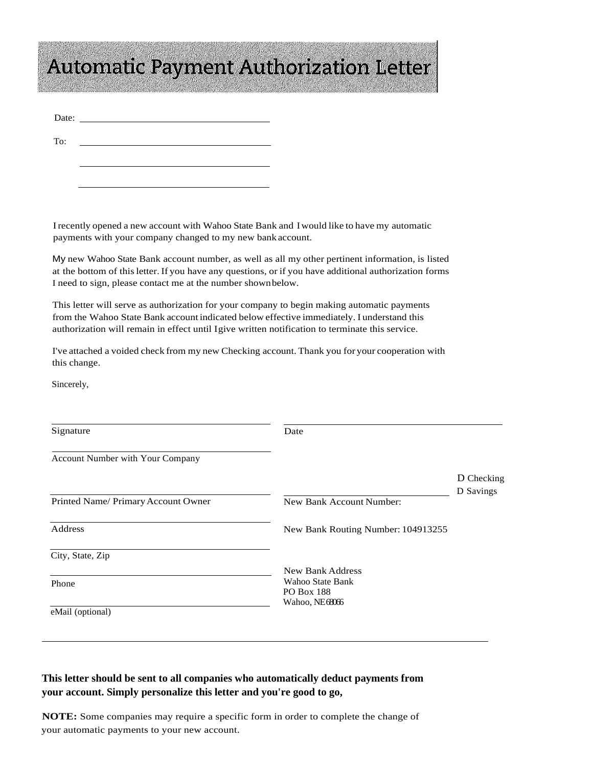# Automatic Payment Authorization Letter

Date: ______________________________

To: ______________________________

______________________________

______________________________

I recently opened a new account with Wahoo State Bank and I would like to have my automatic payments with your company changed to my new bank account.

My new Wahoo State Bank account number, as well as all my other pertinent information, is listed at the bottom of this letter. If you have any questions, or if you have additional authorization forms I need to sign, please contact me at the number shown below.

This letter will serve as authorization for your company to begin making automatic payments from the Wahoo State Bank account indicated below effective immediately. I understand this authorization will remain in effect until I give written notification to terminate this service.

I've attached a voided check from my new Checking account. Thank you for your cooperation with this change.

Sincerely,

______________________________
Signature

______________________________
Date

______________________________
Account Number with Your Company

______________________________
Printed Name/ Primary Account Owner

______________________________
New Bank Account Number:

D Checking
D Savings

______________________________
Address

New Bank Routing Number: 104913255

______________________________
City, State, Zip

______________________________
Phone

New Bank Address
Wahoo State Bank
PO Box 188
Wahoo, NE 68066

______________________________
eMail (optional)

---

**This letter should be sent to all companies who automatically deduct payments from your account. Simply personalize this letter and you're good to go,**

**NOTE:** Some companies may require a specific form in order to complete the change of your automatic payments to your new account.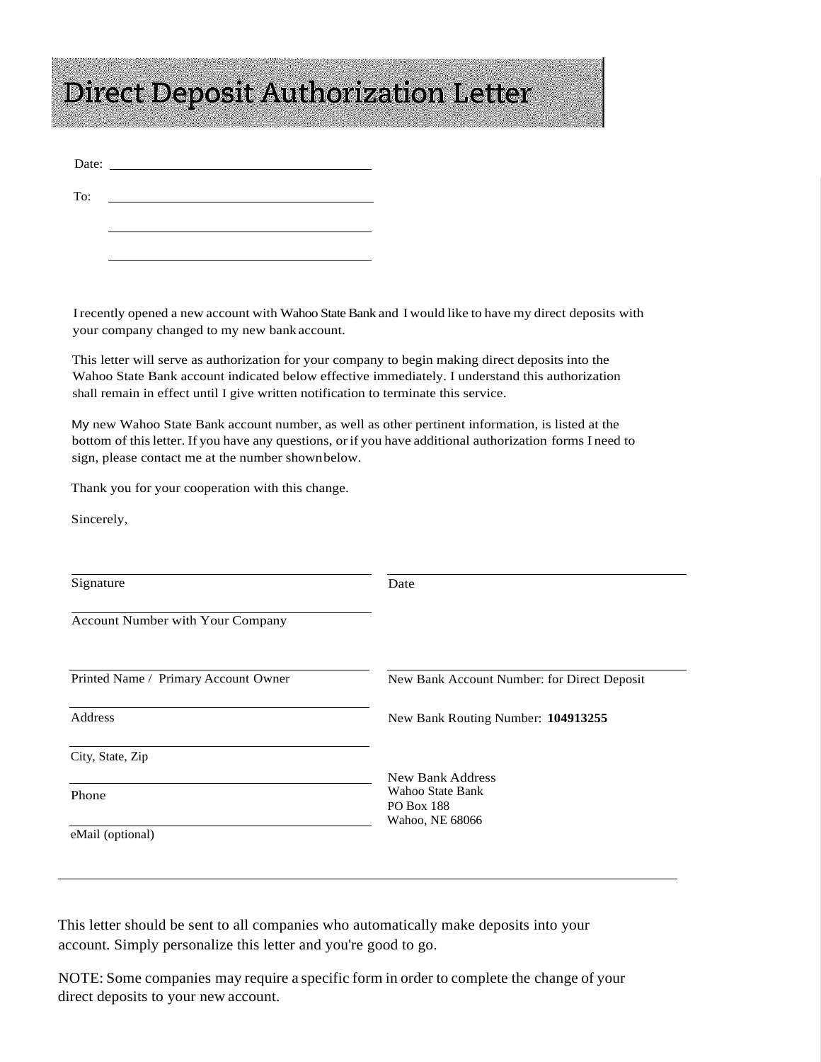# Direct Deposit Authorization Letter

Date: ____________________________________

To: ____________________________________

____________________________________

____________________________________

I recently opened a new account with Wahoo State Bank and I would like to have my direct deposits with your company changed to my new bank account.

This letter will serve as authorization for your company to begin making direct deposits into the Wahoo State Bank account indicated below effective immediately. I understand this authorization shall remain in effect until I give written notification to terminate this service.

My new Wahoo State Bank account number, as well as other pertinent information, is listed at the bottom of this letter. If you have any questions, or if you have additional authorization forms I need to sign, please contact me at the number shown below.

Thank you for your cooperation with this change.

Sincerely,

____________________________________ ____________________________________

Signature Date

____________________________________

Account Number with Your Company

____________________________________ ____________________________________

Printed Name / Primary Account Owner New Bank Account Number: for Direct Deposit

____________________________________

Address New Bank Routing Number: **104913255**

____________________________________

City, State, Zip

____________________________________

Phone

New Bank Address
Wahoo State Bank
PO Box 188
Wahoo, NE 68066

____________________________________

eMail (optional)

---

This letter should be sent to all companies who automatically make deposits into your account. Simply personalize this letter and you're good to go.

NOTE: Some companies may require a specific form in order to complete the change of your direct deposits to your new account.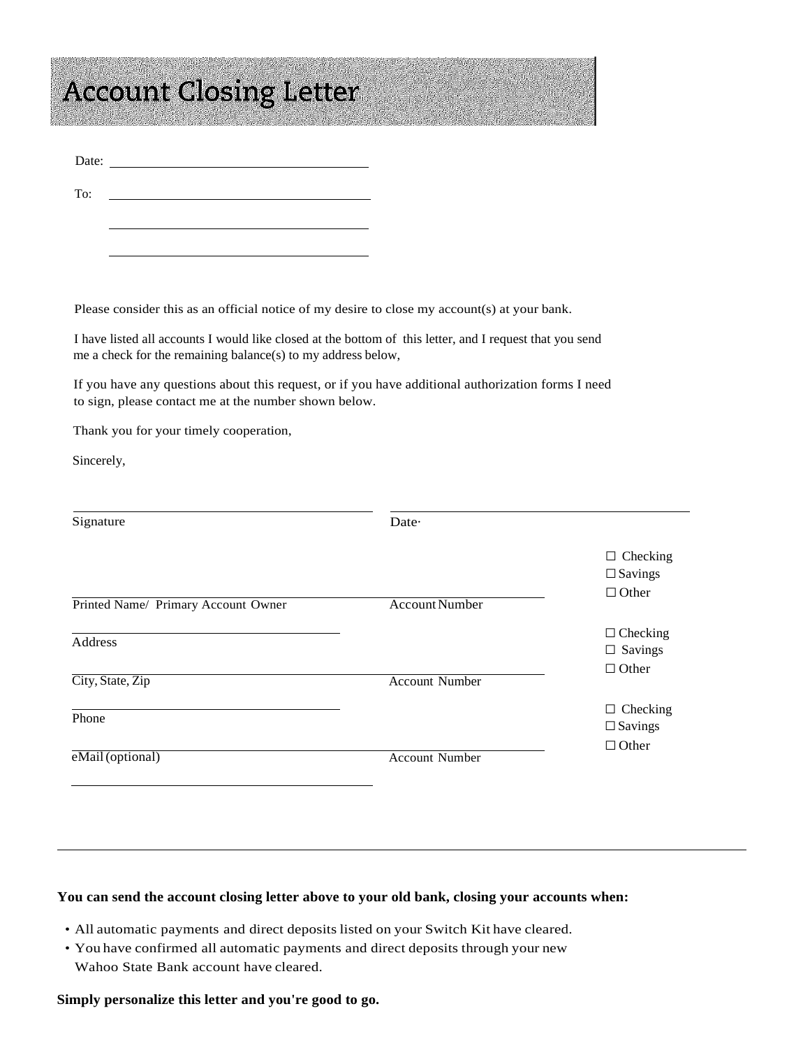# Account Closing Letter

Date: ____________________________________

To: ____________________________________

____________________________________

____________________________________

Please consider this as an official notice of my desire to close my account(s) at your bank.

I have listed all accounts I would like closed at the bottom of this letter, and I request that you send me a check for the remaining balance(s) to my address below,

If you have any questions about this request, or if you have additional authorization forms I need to sign, please contact me at the number shown below.

Thank you for your timely cooperation,

Sincerely,

____________________________________ ____________________________________

Signature Date·

____________________________________

Printed Name/ Primary Account Owner

____________________________________

Address

____________________________________

City, State, Zip

____________________________________

Phone

____________________________________

eMail (optional)

____________________________________

____________________________________

Account Number

☐ Checking
☐ Savings
☐ Other

____________________________________

Account Number

☐ Checking
☐ Savings
☐ Other

____________________________________

Account Number

☐ Checking
☐ Savings
☐ Other

---

**You can send the account closing letter above to your old bank, closing your accounts when:**

- All automatic payments and direct deposits listed on your Switch Kit have cleared.
- You have confirmed all automatic payments and direct deposits through your new Wahoo State Bank account have cleared.

**Simply personalize this letter and you're good to go.**